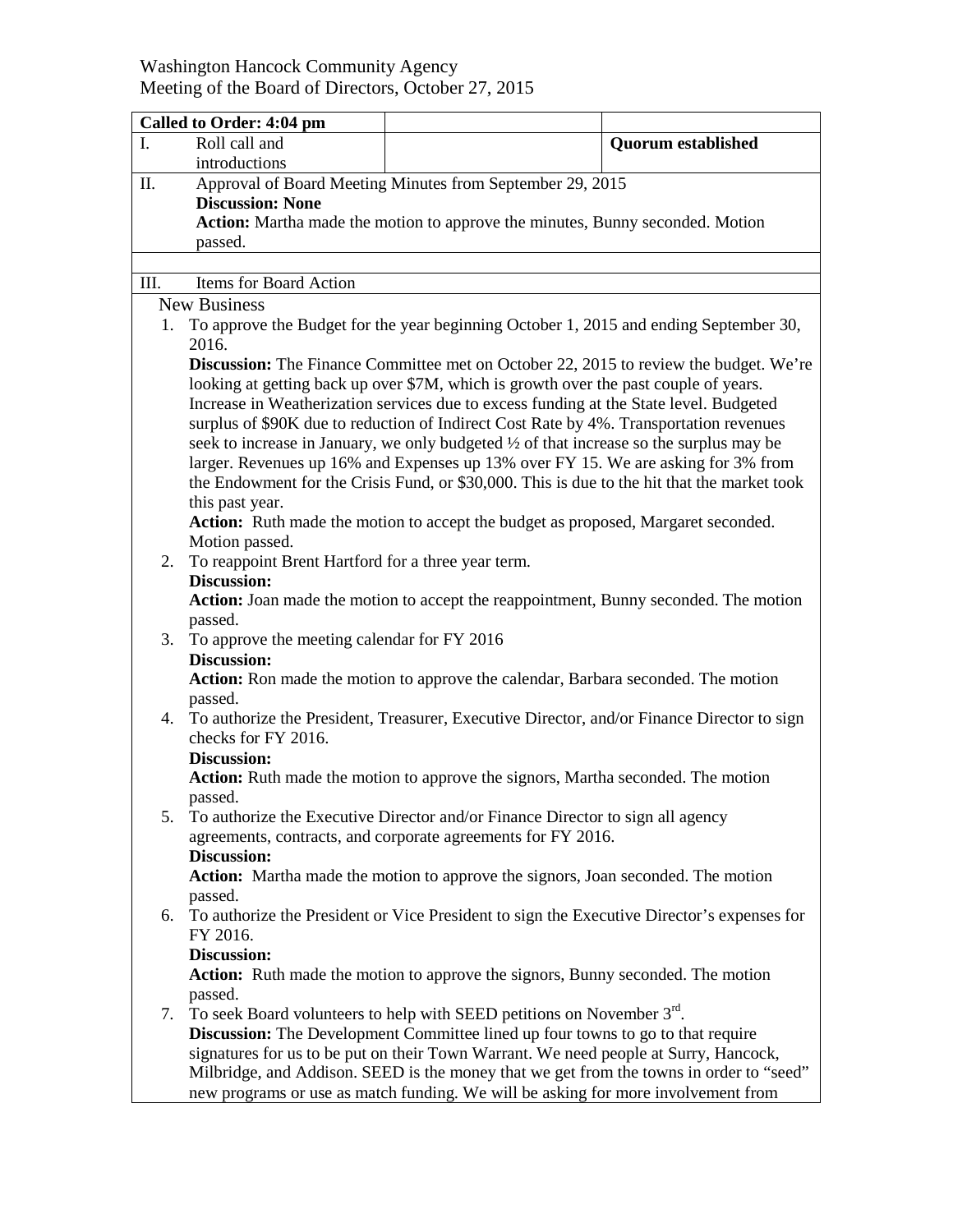Washington Hancock Community Agency
Meeting of the Board of Directors, October 27, 2015

| **Called to Order: 4:04 pm** | | |
|---|---|---|
| I. Roll call and introductions | | **Quorum established** |
| II. Approval of Board Meeting Minutes from September 29, 2015<br>**Discussion: None**<br>**Action:** Martha made the motion to approve the minutes, Bunny seconded. Motion passed. | | |
| | | |
| III. Items for Board Action | | |

New Business

1. To approve the Budget for the year beginning October 1, 2015 and ending September 30, 2016.
   **Discussion:** The Finance Committee met on October 22, 2015 to review the budget. We're looking at getting back up over $7M, which is growth over the past couple of years. Increase in Weatherization services due to excess funding at the State level. Budgeted surplus of $90K due to reduction of Indirect Cost Rate by 4%. Transportation revenues seek to increase in January, we only budgeted ½ of that increase so the surplus may be larger. Revenues up 16% and Expenses up 13% over FY 15. We are asking for 3% from the Endowment for the Crisis Fund, or $30,000. This is due to the hit that the market took this past year.
   **Action:** Ruth made the motion to accept the budget as proposed, Margaret seconded. Motion passed.
2. To reappoint Brent Hartford for a three year term.
   **Discussion:**
   **Action:** Joan made the motion to accept the reappointment, Bunny seconded. The motion passed.
3. To approve the meeting calendar for FY 2016
   **Discussion:**
   **Action:** Ron made the motion to approve the calendar, Barbara seconded. The motion passed.
4. To authorize the President, Treasurer, Executive Director, and/or Finance Director to sign checks for FY 2016.
   **Discussion:**
   **Action:** Ruth made the motion to approve the signors, Martha seconded. The motion passed.
5. To authorize the Executive Director and/or Finance Director to sign all agency agreements, contracts, and corporate agreements for FY 2016.
   **Discussion:**
   **Action:** Martha made the motion to approve the signors, Joan seconded. The motion passed.
6. To authorize the President or Vice President to sign the Executive Director's expenses for FY 2016.
   **Discussion:**
   **Action:** Ruth made the motion to approve the signors, Bunny seconded. The motion passed.
7. To seek Board volunteers to help with SEED petitions on November 3rd.
   **Discussion:** The Development Committee lined up four towns to go to that require signatures for us to be put on their Town Warrant. We need people at Surry, Hancock, Milbridge, and Addison. SEED is the money that we get from the towns in order to "seed" new programs or use as match funding. We will be asking for more involvement from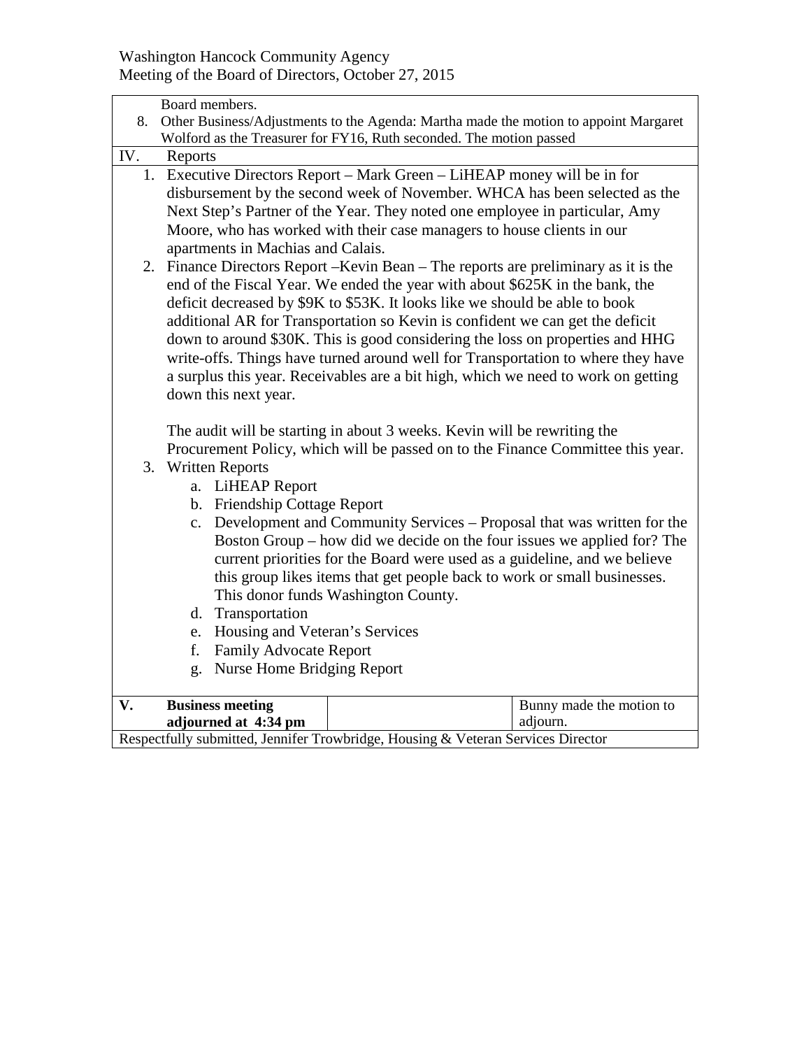Washington Hancock Community Agency
Meeting of the Board of Directors, October 27, 2015

Board members.

8. Other Business/Adjustments to the Agenda: Martha made the motion to appoint Margaret Wolford as the Treasurer for FY16, Ruth seconded. The motion passed

IV. Reports

1. Executive Directors Report – Mark Green – LiHEAP money will be in for disbursement by the second week of November. WHCA has been selected as the Next Step's Partner of the Year. They noted one employee in particular, Amy Moore, who has worked with their case managers to house clients in our apartments in Machias and Calais.
2. Finance Directors Report –Kevin Bean – The reports are preliminary as it is the end of the Fiscal Year. We ended the year with about $625K in the bank, the deficit decreased by $9K to $53K. It looks like we should be able to book additional AR for Transportation so Kevin is confident we can get the deficit down to around $30K. This is good considering the loss on properties and HHG write-offs. Things have turned around well for Transportation to where they have a surplus this year. Receivables are a bit high, which we need to work on getting down this next year.

   The audit will be starting in about 3 weeks. Kevin will be rewriting the Procurement Policy, which will be passed on to the Finance Committee this year.
3. Written Reports
   a. LiHEAP Report
   b. Friendship Cottage Report
   c. Development and Community Services – Proposal that was written for the Boston Group – how did we decide on the four issues we applied for? The current priorities for the Board were used as a guideline, and we believe this group likes items that get people back to work or small businesses. This donor funds Washington County.
   d. Transportation
   e. Housing and Veteran's Services
   f. Family Advocate Report
   g. Nurse Home Bridging Report

| | | |
|---|---|---|
| **V. Business meeting adjourned at 4:34 pm** | | Bunny made the motion to adjourn. |

Respectfully submitted, Jennifer Trowbridge, Housing & Veteran Services Director